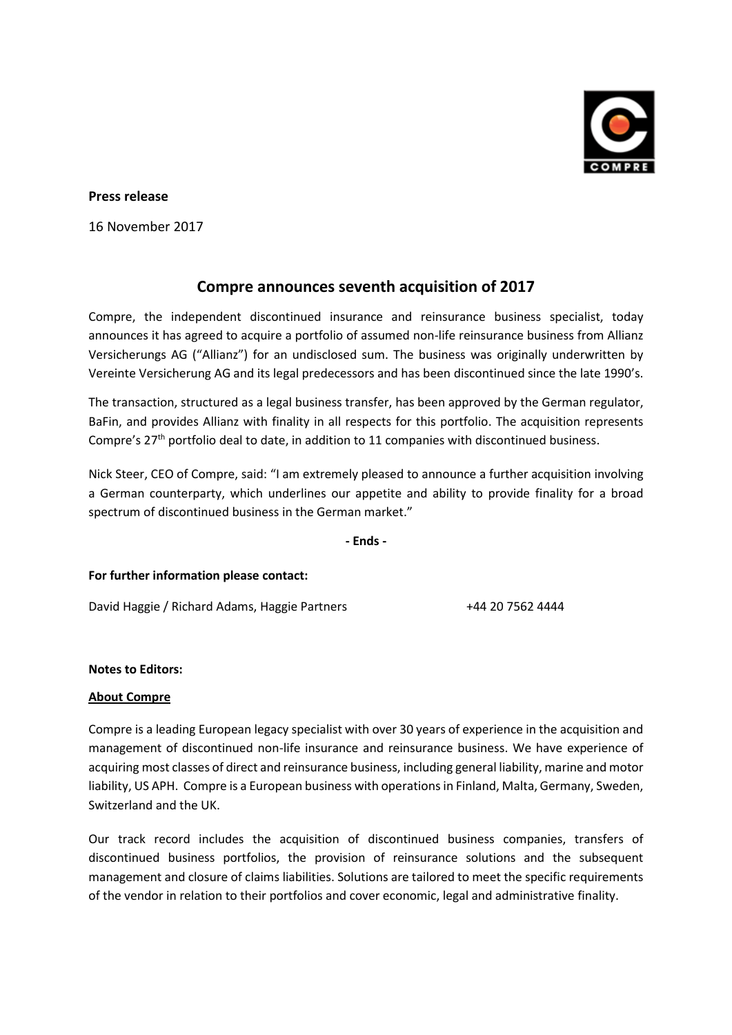**Press release**

16 November 2017

# Compre announces seventh acquisition of 2017

Compre, the independent discontinued insurance and reinsurance business specialist, today announces it has agreed to acquire a portfolio of assumed non-life reinsurance business from Allianz Versicherungs AG ("Allianz") for an undisclosed sum. The business was originally underwritten by Vereinte Versicherung AG and its legal predecessors and has been discontinued since the late 1990's.

The transaction, structured as a legal business transfer, has been approved by the German regulator, BaFin, and provides Allianz with finality in all respects for this portfolio. The acquisition represents Compre's 27th portfolio deal to date, in addition to 11 companies with discontinued business.

Nick Steer, CEO of Compre, said: "I am extremely pleased to announce a further acquisition involving a German counterparty, which underlines our appetite and ability to provide finality for a broad spectrum of discontinued business in the German market."

**- Ends -**

**For further information please contact:**

David Haggie / Richard Adams, Haggie Partners +44 20 7562 4444

**Notes to Editors:**

**About Compre**

Compre is a leading European legacy specialist with over 30 years of experience in the acquisition and management of discontinued non-life insurance and reinsurance business. We have experience of acquiring most classes of direct and reinsurance business, including general liability, marine and motor liability, US APH. Compre is a European business with operations in Finland, Malta, Germany, Sweden, Switzerland and the UK.

Our track record includes the acquisition of discontinued business companies, transfers of discontinued business portfolios, the provision of reinsurance solutions and the subsequent management and closure of claims liabilities. Solutions are tailored to meet the specific requirements of the vendor in relation to their portfolios and cover economic, legal and administrative finality.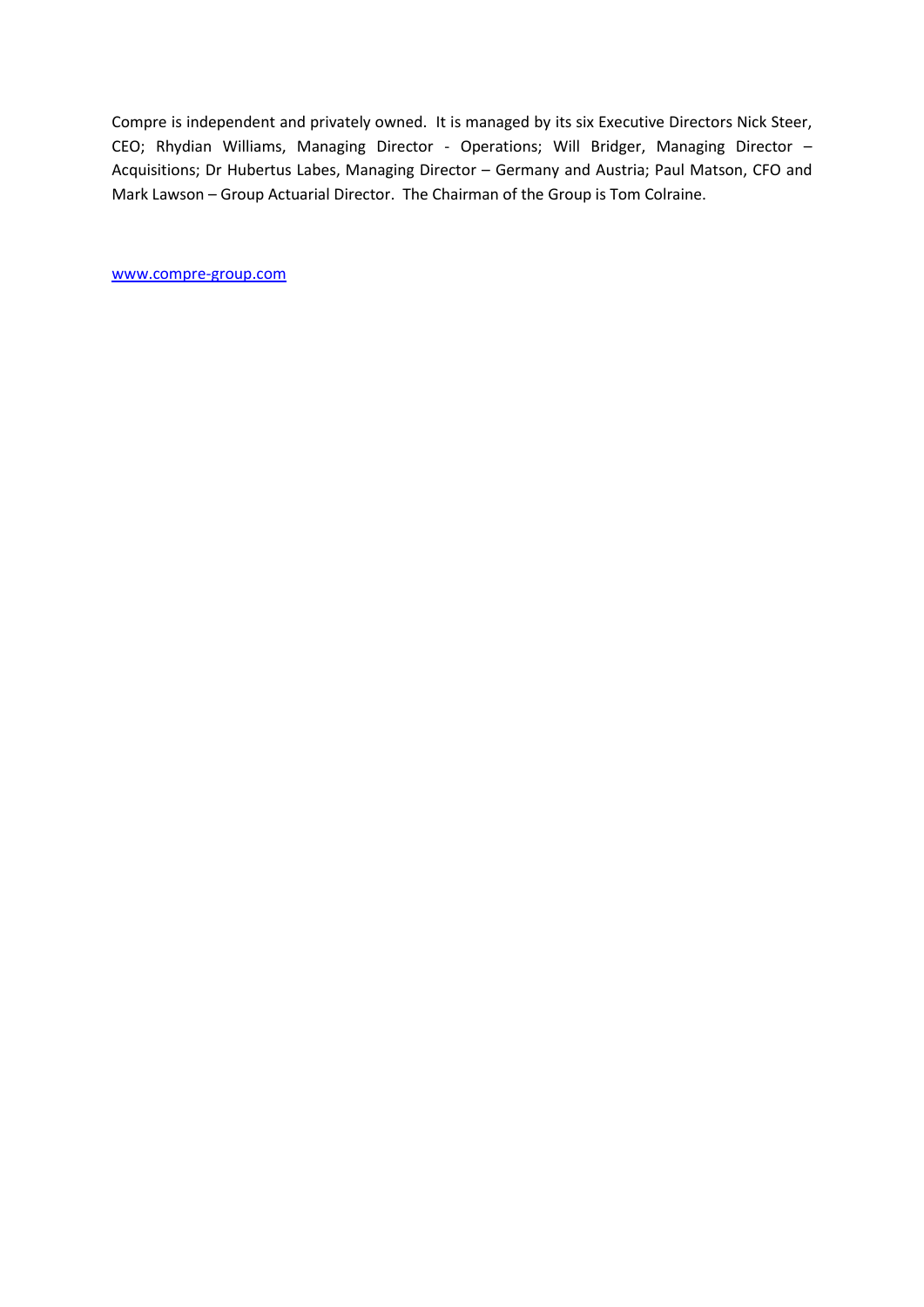Compre is independent and privately owned. It is managed by its six Executive Directors Nick Steer, CEO; Rhydian Williams, Managing Director - Operations; Will Bridger, Managing Director – Acquisitions; Dr Hubertus Labes, Managing Director – Germany and Austria; Paul Matson, CFO and Mark Lawson – Group Actuarial Director. The Chairman of the Group is Tom Colraine.

[www.compre-group.com](http://www.compre-group.com)